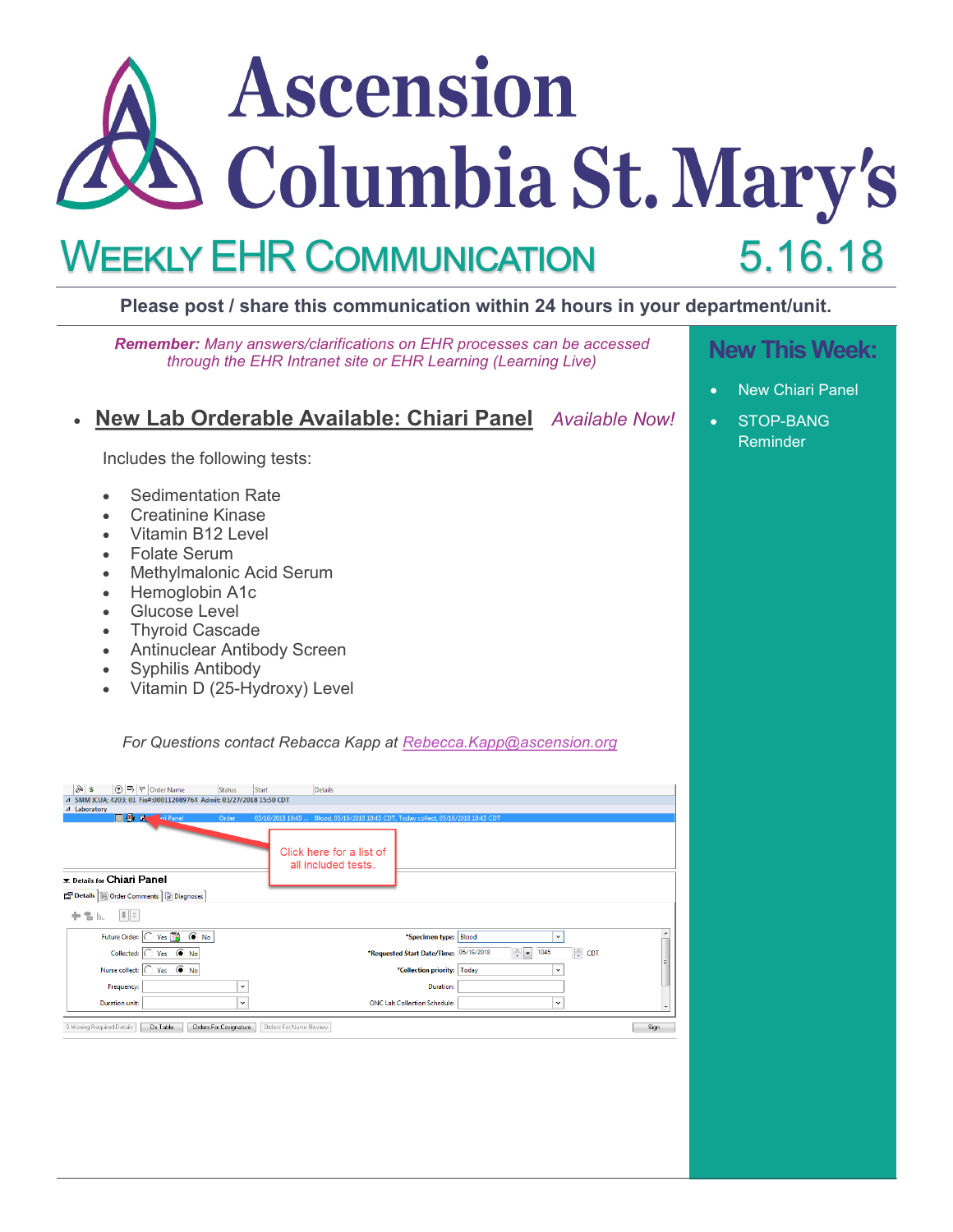# Ascension Columbia St. Mary's

## WEEKLY EHR COMMUNICATION 5.16.18

**Please post / share this communication within 24 hours in your department/unit.**

***Remember:*** *Many answers/clarifications on EHR processes can be accessed through the EHR Intranet site or EHR Learning (Learning Live)*

### New This Week:

- New Chiari Panel
- STOP-BANG Reminder

- **New Lab Orderable Available: Chiari Panel** *Available Now!*

Includes the following tests:

- Sedimentation Rate
- Creatinine Kinase
- Vitamin B12 Level
- Folate Serum
- Methylmalonic Acid Serum
- Hemoglobin A1c
- Glucose Level
- Thyroid Cascade
- Antinuclear Antibody Screen
- Syphilis Antibody
- Vitamin D (25-Hydroxy) Level

*For Questions contact Rebacca Kapp at* Rebecca.Kapp@ascension.org

Click here for a list of all included tests.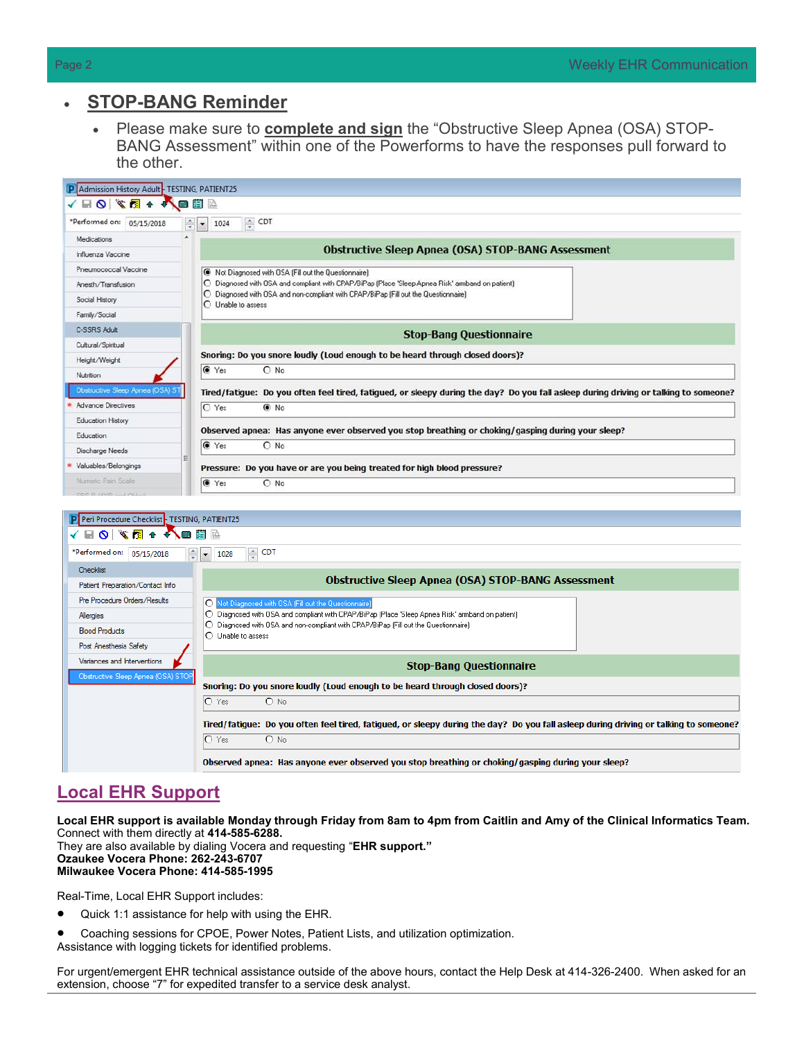- **STOP-BANG Reminder**
  - Please make sure to **complete and sign** the "Obstructive Sleep Apnea (OSA) STOP-BANG Assessment" within one of the Powerforms to have the responses pull forward to the other.

## Local EHR Support

**Local EHR support is available Monday through Friday from 8am to 4pm from Caitlin and Amy of the Clinical Informatics Team.**
Connect with them directly at **414-585-6288.**
They are also available by dialing Vocera and requesting "**EHR support.**"
**Ozaukee Vocera Phone: 262-243-6707**
**Milwaukee Vocera Phone: 414-585-1995**

Real-Time, Local EHR Support includes:

- Quick 1:1 assistance for help with using the EHR.
- Coaching sessions for CPOE, Power Notes, Patient Lists, and utilization optimization.

Assistance with logging tickets for identified problems.

For urgent/emergent EHR technical assistance outside of the above hours, contact the Help Desk at 414-326-2400. When asked for an extension, choose "7" for expedited transfer to a service desk analyst.